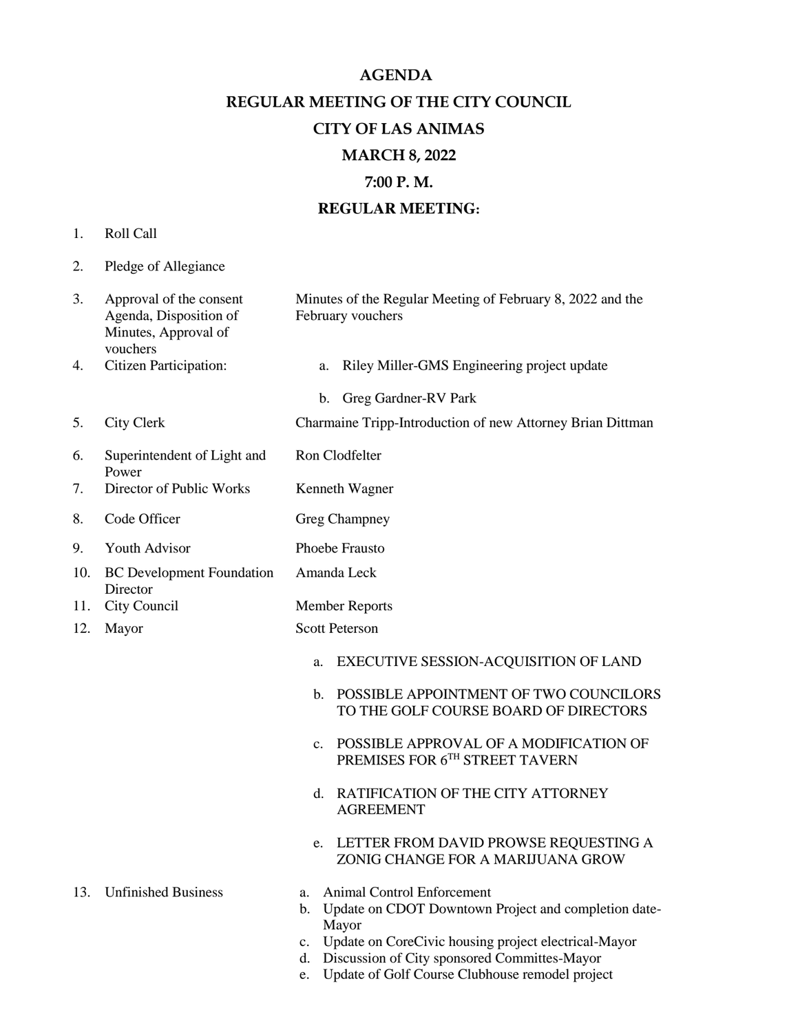# AGENDA

## REGULAR MEETING OF THE CITY COUNCIL

## CITY OF LAS ANIMAS

## MARCH 8, 2022

## 7:00 P. M.

## REGULAR MEETING:

1. Roll Call

2. Pledge of Allegiance

3. Approval of the consent Agenda, Disposition of Minutes, Approval of vouchers — Minutes of the Regular Meeting of February 8, 2022 and the February vouchers

4. Citizen Participation:
   - a. Riley Miller-GMS Engineering project update
   - b. Greg Gardner-RV Park

5. City Clerk — Charmaine Tripp-Introduction of new Attorney Brian Dittman

6. Superintendent of Light and Power — Ron Clodfelter

7. Director of Public Works — Kenneth Wagner

8. Code Officer — Greg Champney

9. Youth Advisor — Phoebe Frausto

10. BC Development Foundation Director — Amanda Leck

11. City Council — Member Reports

12. Mayor — Scott Peterson
    - a. EXECUTIVE SESSION-ACQUISITION OF LAND
    - b. POSSIBLE APPOINTMENT OF TWO COUNCILORS TO THE GOLF COURSE BOARD OF DIRECTORS
    - c. POSSIBLE APPROVAL OF A MODIFICATION OF PREMISES FOR 6TH STREET TAVERN
    - d. RATIFICATION OF THE CITY ATTORNEY AGREEMENT
    - e. LETTER FROM DAVID PROWSE REQUESTING A ZONIG CHANGE FOR A MARIJUANA GROW

13. Unfinished Business
    - a. Animal Control Enforcement
    - b. Update on CDOT Downtown Project and completion date-Mayor
    - c. Update on CoreCivic housing project electrical-Mayor
    - d. Discussion of City sponsored Committes-Mayor
    - e. Update of Golf Course Clubhouse remodel project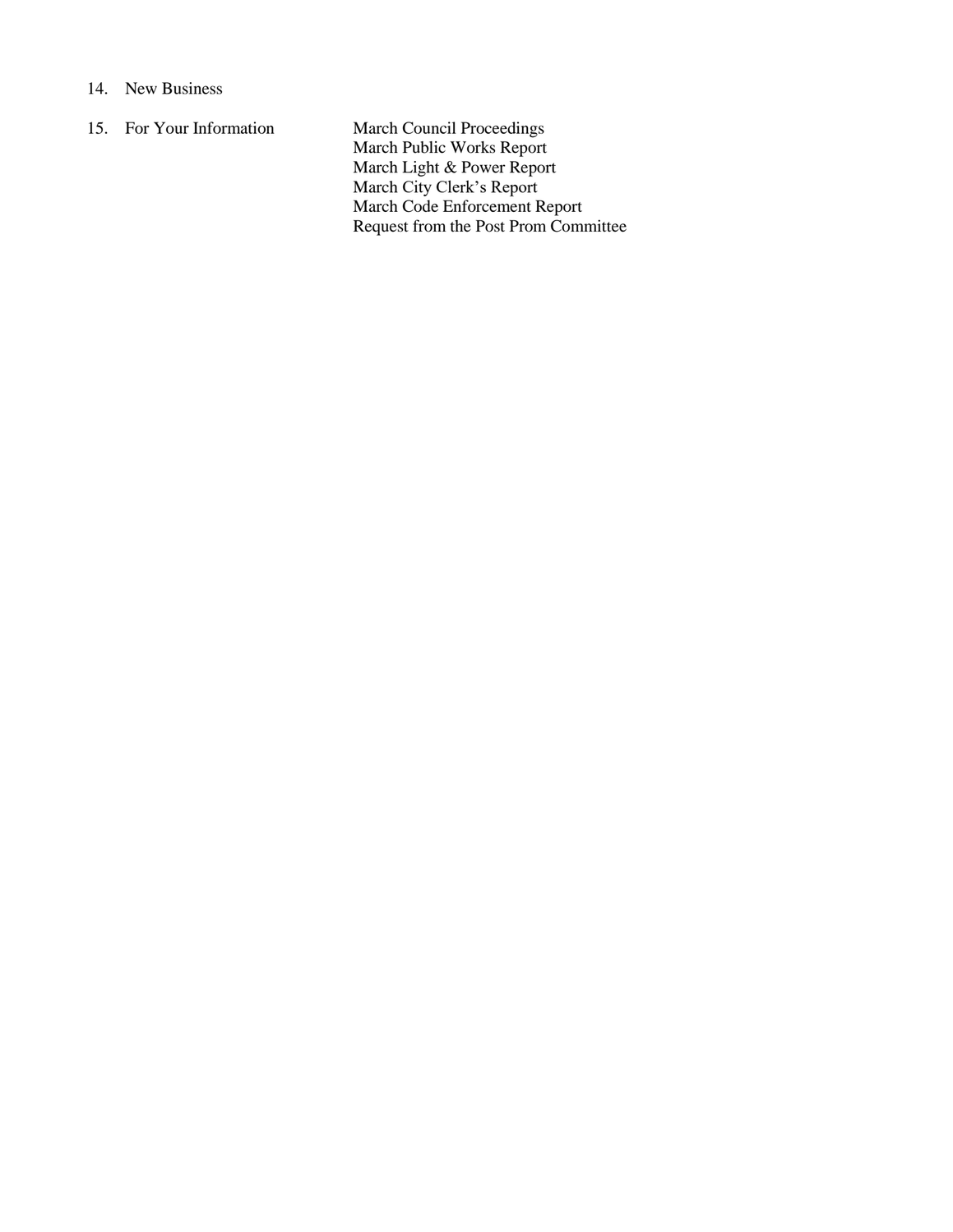14. New Business

15. For Your Information
    - March Council Proceedings
    - March Public Works Report
    - March Light & Power Report
    - March City Clerk's Report
    - March Code Enforcement Report
    - Request from the Post Prom Committee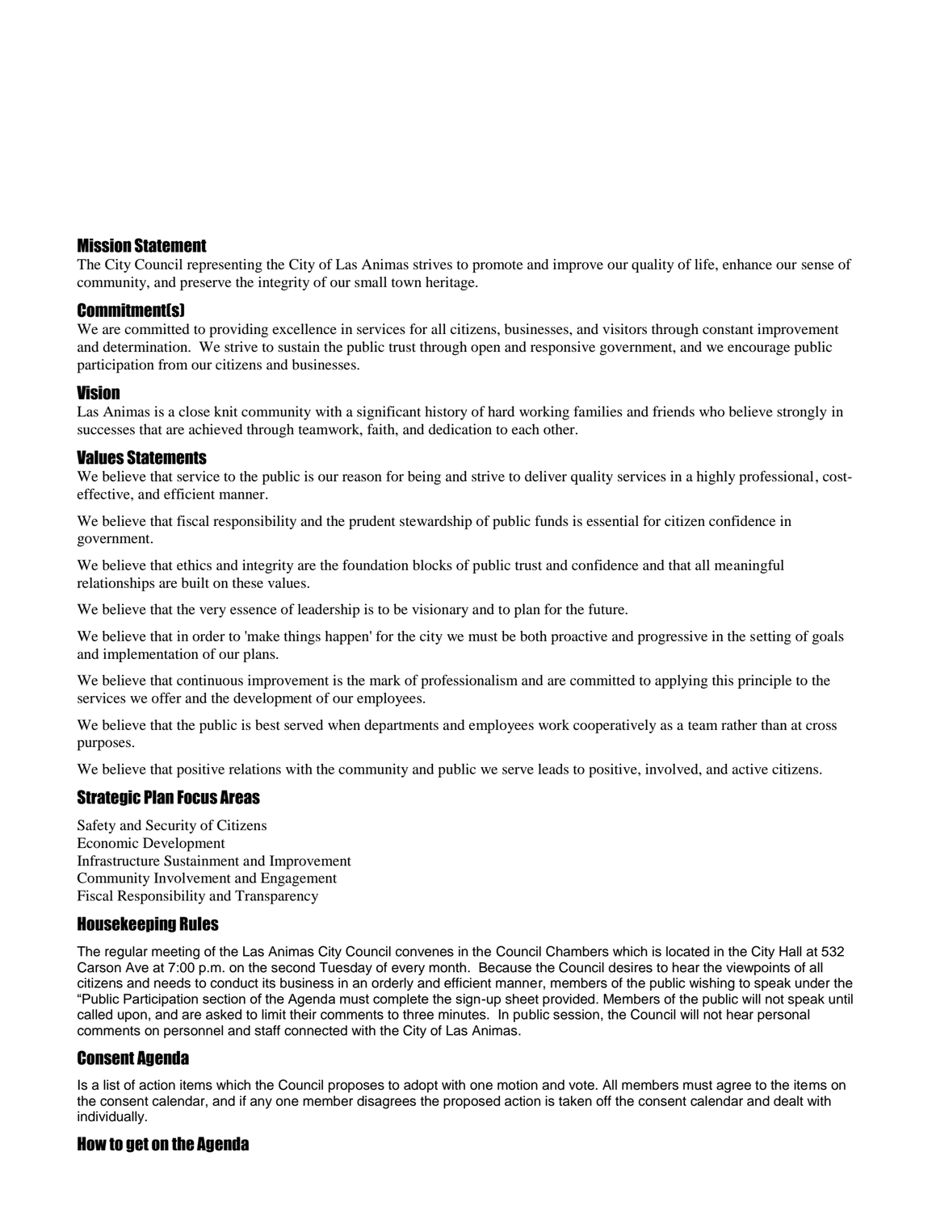## Mission Statement

The City Council representing the City of Las Animas strives to promote and improve our quality of life, enhance our sense of community, and preserve the integrity of our small town heritage.

## Commitment(s)

We are committed to providing excellence in services for all citizens, businesses, and visitors through constant improvement and determination. We strive to sustain the public trust through open and responsive government, and we encourage public participation from our citizens and businesses.

## Vision

Las Animas is a close knit community with a significant history of hard working families and friends who believe strongly in successes that are achieved through teamwork, faith, and dedication to each other.

## Values Statements

We believe that service to the public is our reason for being and strive to deliver quality services in a highly professional, cost-effective, and efficient manner.

We believe that fiscal responsibility and the prudent stewardship of public funds is essential for citizen confidence in government.

We believe that ethics and integrity are the foundation blocks of public trust and confidence and that all meaningful relationships are built on these values.

We believe that the very essence of leadership is to be visionary and to plan for the future.

We believe that in order to 'make things happen' for the city we must be both proactive and progressive in the setting of goals and implementation of our plans.

We believe that continuous improvement is the mark of professionalism and are committed to applying this principle to the services we offer and the development of our employees.

We believe that the public is best served when departments and employees work cooperatively as a team rather than at cross purposes.

We believe that positive relations with the community and public we serve leads to positive, involved, and active citizens.

## Strategic Plan Focus Areas

Safety and Security of Citizens
Economic Development
Infrastructure Sustainment and Improvement
Community Involvement and Engagement
Fiscal Responsibility and Transparency

## Housekeeping Rules

The regular meeting of the Las Animas City Council convenes in the Council Chambers which is located in the City Hall at 532 Carson Ave at 7:00 p.m. on the second Tuesday of every month. Because the Council desires to hear the viewpoints of all citizens and needs to conduct its business in an orderly and efficient manner, members of the public wishing to speak under the "Public Participation section of the Agenda must complete the sign-up sheet provided. Members of the public will not speak until called upon, and are asked to limit their comments to three minutes. In public session, the Council will not hear personal comments on personnel and staff connected with the City of Las Animas.

## Consent Agenda

Is a list of action items which the Council proposes to adopt with one motion and vote. All members must agree to the items on the consent calendar, and if any one member disagrees the proposed action is taken off the consent calendar and dealt with individually.

## How to get on the Agenda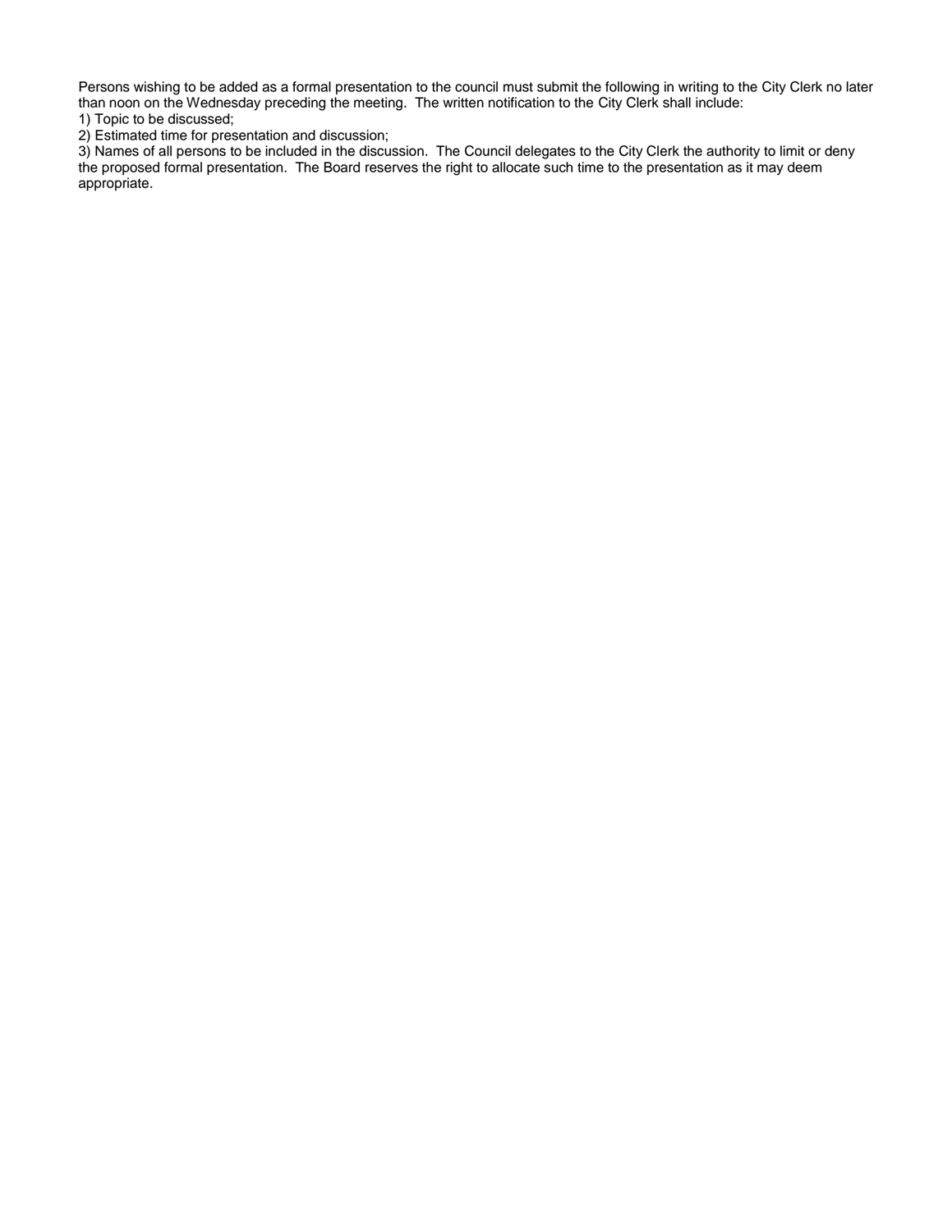Persons wishing to be added as a formal presentation to the council must submit the following in writing to the City Clerk no later than noon on the Wednesday preceding the meeting. The written notification to the City Clerk shall include:

1) Topic to be discussed;
2) Estimated time for presentation and discussion;
3) Names of all persons to be included in the discussion. The Council delegates to the City Clerk the authority to limit or deny the proposed formal presentation. The Board reserves the right to allocate such time to the presentation as it may deem appropriate.